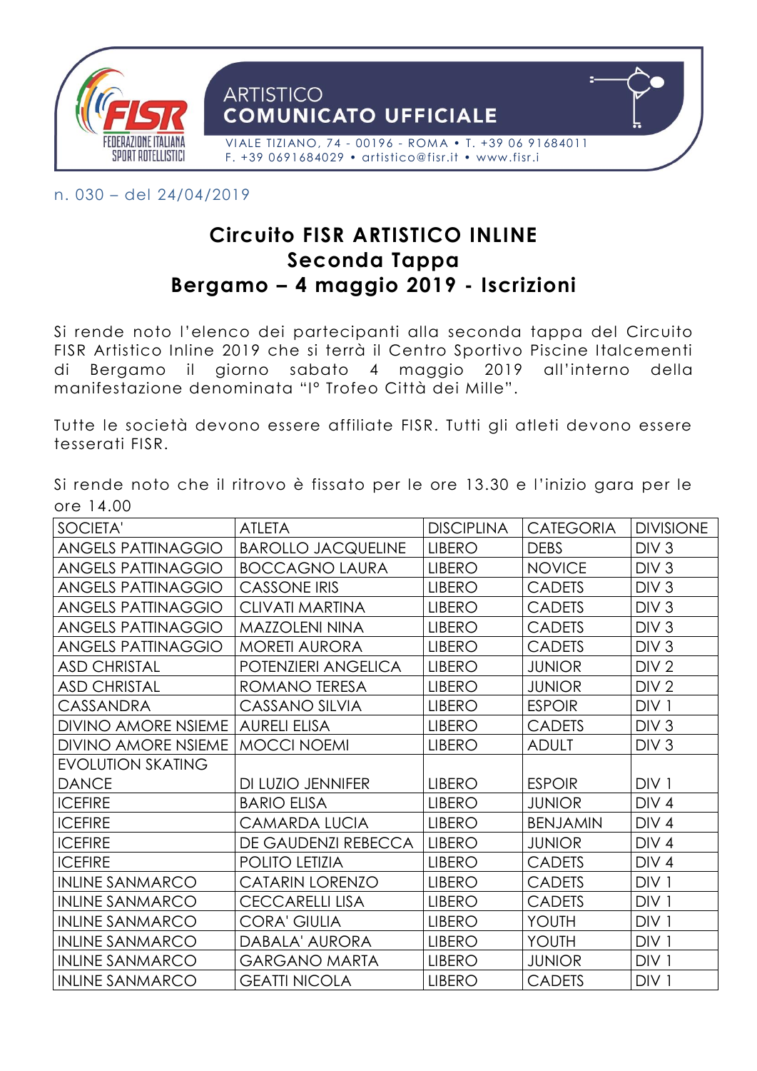ARTISTICO
**COMUNICATO UFFICIALE**

VIALE TIZIANO, 74 - 00196 - ROMA • T. +39 06 91684011
F. +39 0691684029 • artistico@fisr.it • www.fisr.i

n. 030 – del 24/04/2019

# Circuito FISR ARTISTICO INLINE
## Seconda Tappa
## Bergamo – 4 maggio 2019 - Iscrizioni

Si rende noto l'elenco dei partecipanti alla seconda tappa del Circuito FISR Artistico Inline 2019 che si terrà il Centro Sportivo Piscine Italcementi di Bergamo il giorno sabato 4 maggio 2019 all'interno della manifestazione denominata "I° Trofeo Città dei Mille".

Tutte le società devono essere affiliate FISR. Tutti gli atleti devono essere tesserati FISR.

Si rende noto che il ritrovo è fissato per le ore 13.30 e l'inizio gara per le ore 14.00

| SOCIETA' | ATLETA | DISCIPLINA | CATEGORIA | DIVISIONE |
|---|---|---|---|---|
| ANGELS PATTINAGGIO | BAROLLO JACQUELINE | LIBERO | DEBS | DIV 3 |
| ANGELS PATTINAGGIO | BOCCAGNO LAURA | LIBERO | NOVICE | DIV 3 |
| ANGELS PATTINAGGIO | CASSONE IRIS | LIBERO | CADETS | DIV 3 |
| ANGELS PATTINAGGIO | CLIVATI MARTINA | LIBERO | CADETS | DIV 3 |
| ANGELS PATTINAGGIO | MAZZOLENI NINA | LIBERO | CADETS | DIV 3 |
| ANGELS PATTINAGGIO | MORETI AURORA | LIBERO | CADETS | DIV 3 |
| ASD CHRISTAL | POTENZIERI ANGELICA | LIBERO | JUNIOR | DIV 2 |
| ASD CHRISTAL | ROMANO TERESA | LIBERO | JUNIOR | DIV 2 |
| CASSANDRA | CASSANO SILVIA | LIBERO | ESPOIR | DIV 1 |
| DIVINO AMORE NSIEME | AURELI ELISA | LIBERO | CADETS | DIV 3 |
| DIVINO AMORE NSIEME | MOCCI NOEMI | LIBERO | ADULT | DIV 3 |
| EVOLUTION SKATING DANCE | DI LUZIO JENNIFER | LIBERO | ESPOIR | DIV 1 |
| ICEFIRE | BARIO ELISA | LIBERO | JUNIOR | DIV 4 |
| ICEFIRE | CAMARDA LUCIA | LIBERO | BENJAMIN | DIV 4 |
| ICEFIRE | DE GAUDENZI REBECCA | LIBERO | JUNIOR | DIV 4 |
| ICEFIRE | POLITO LETIZIA | LIBERO | CADETS | DIV 4 |
| INLINE SANMARCO | CATARIN LORENZO | LIBERO | CADETS | DIV 1 |
| INLINE SANMARCO | CECCARELLI LISA | LIBERO | CADETS | DIV 1 |
| INLINE SANMARCO | CORA' GIULIA | LIBERO | YOUTH | DIV 1 |
| INLINE SANMARCO | DABALA' AURORA | LIBERO | YOUTH | DIV 1 |
| INLINE SANMARCO | GARGANO MARTA | LIBERO | JUNIOR | DIV 1 |
| INLINE SANMARCO | GEATTI NICOLA | LIBERO | CADETS | DIV 1 |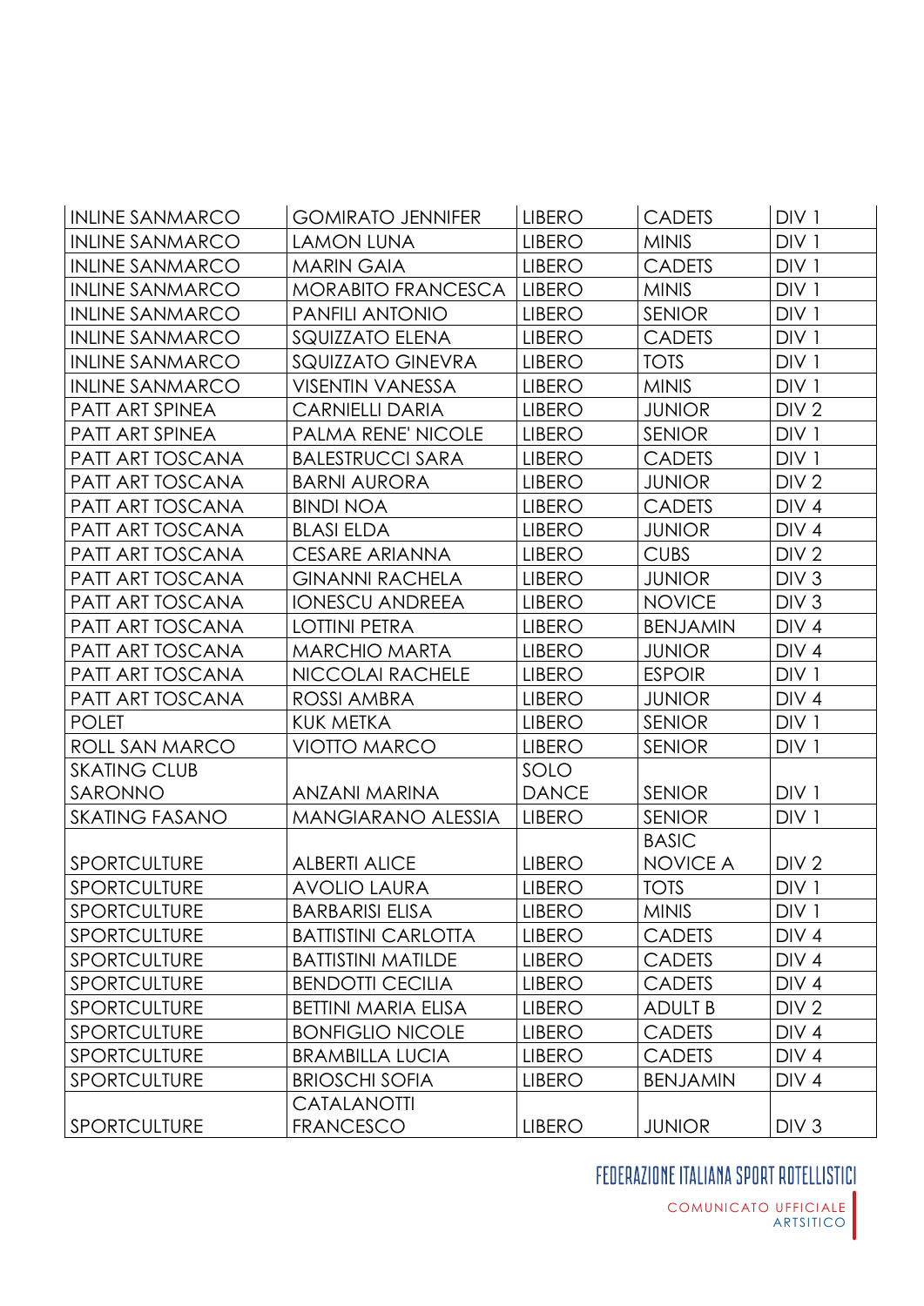| | | | | |
|---|---|---|---|---|
| INLINE SANMARCO | GOMIRATO JENNIFER | LIBERO | CADETS | DIV 1 |
| INLINE SANMARCO | LAMON LUNA | LIBERO | MINIS | DIV 1 |
| INLINE SANMARCO | MARIN GAIA | LIBERO | CADETS | DIV 1 |
| INLINE SANMARCO | MORABITO FRANCESCA | LIBERO | MINIS | DIV 1 |
| INLINE SANMARCO | PANFILI ANTONIO | LIBERO | SENIOR | DIV 1 |
| INLINE SANMARCO | SQUIZZATO ELENA | LIBERO | CADETS | DIV 1 |
| INLINE SANMARCO | SQUIZZATO GINEVRA | LIBERO | TOTS | DIV 1 |
| INLINE SANMARCO | VISENTIN VANESSA | LIBERO | MINIS | DIV 1 |
| PATT ART SPINEA | CARNIELLI DARIA | LIBERO | JUNIOR | DIV 2 |
| PATT ART SPINEA | PALMA RENE' NICOLE | LIBERO | SENIOR | DIV 1 |
| PATT ART TOSCANA | BALESTRUCCI SARA | LIBERO | CADETS | DIV 1 |
| PATT ART TOSCANA | BARNI AURORA | LIBERO | JUNIOR | DIV 2 |
| PATT ART TOSCANA | BINDI NOA | LIBERO | CADETS | DIV 4 |
| PATT ART TOSCANA | BLASI ELDA | LIBERO | JUNIOR | DIV 4 |
| PATT ART TOSCANA | CESARE ARIANNA | LIBERO | CUBS | DIV 2 |
| PATT ART TOSCANA | GINANNI RACHELA | LIBERO | JUNIOR | DIV 3 |
| PATT ART TOSCANA | IONESCU ANDREEA | LIBERO | NOVICE | DIV 3 |
| PATT ART TOSCANA | LOTTINI PETRA | LIBERO | BENJAMIN | DIV 4 |
| PATT ART TOSCANA | MARCHIO MARTA | LIBERO | JUNIOR | DIV 4 |
| PATT ART TOSCANA | NICCOLAI RACHELE | LIBERO | ESPOIR | DIV 1 |
| PATT ART TOSCANA | ROSSI AMBRA | LIBERO | JUNIOR | DIV 4 |
| POLET | KUK METKA | LIBERO | SENIOR | DIV 1 |
| ROLL SAN MARCO | VIOTTO MARCO | LIBERO | SENIOR | DIV 1 |
| SKATING CLUB SARONNO | ANZANI MARINA | SOLO DANCE | SENIOR | DIV 1 |
| SKATING FASANO | MANGIARANO ALESSIA | LIBERO | SENIOR | DIV 1 |
| SPORTCULTURE | ALBERTI ALICE | LIBERO | BASIC NOVICE A | DIV 2 |
| SPORTCULTURE | AVOLIO LAURA | LIBERO | TOTS | DIV 1 |
| SPORTCULTURE | BARBARISI ELISA | LIBERO | MINIS | DIV 1 |
| SPORTCULTURE | BATTISTINI CARLOTTA | LIBERO | CADETS | DIV 4 |
| SPORTCULTURE | BATTISTINI MATILDE | LIBERO | CADETS | DIV 4 |
| SPORTCULTURE | BENDOTTI CECILIA | LIBERO | CADETS | DIV 4 |
| SPORTCULTURE | BETTINI MARIA ELISA | LIBERO | ADULT B | DIV 2 |
| SPORTCULTURE | BONFIGLIO NICOLE | LIBERO | CADETS | DIV 4 |
| SPORTCULTURE | BRAMBILLA LUCIA | LIBERO | CADETS | DIV 4 |
| SPORTCULTURE | BRIOSCHI SOFIA | LIBERO | BENJAMIN | DIV 4 |
| SPORTCULTURE | CATALANOTTI FRANCESCO | LIBERO | JUNIOR | DIV 3 |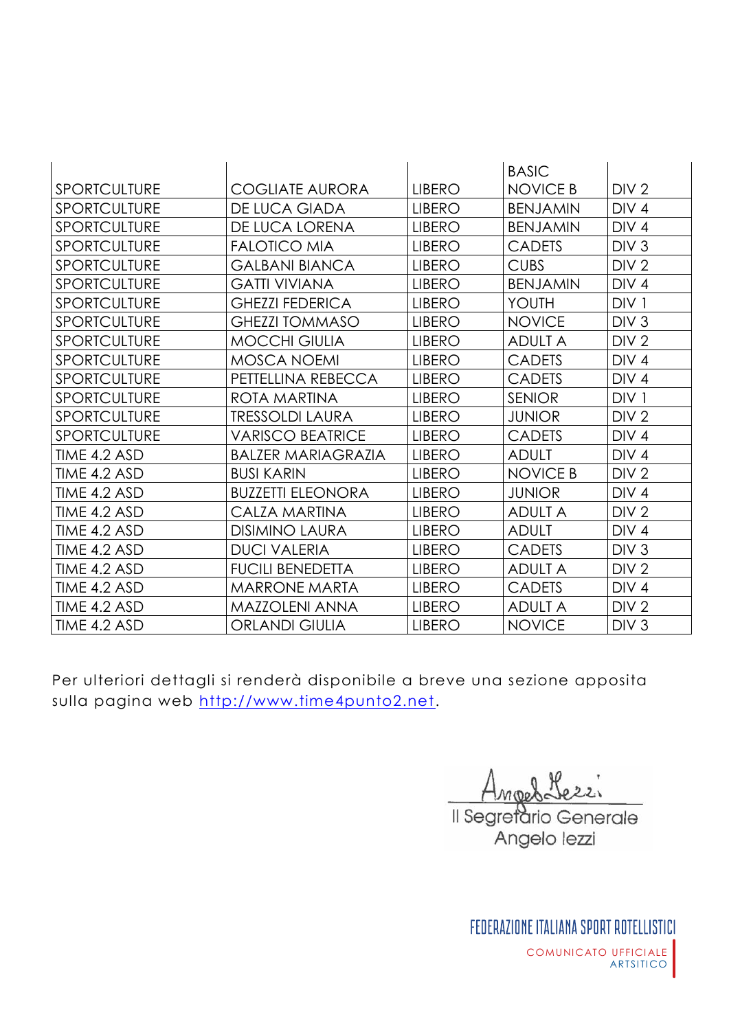| | | | | |
|---|---|---|---|---|
| SPORTCULTURE | COGLIATE AURORA | LIBERO | BASIC NOVICE B | DIV 2 |
| SPORTCULTURE | DE LUCA GIADA | LIBERO | BENJAMIN | DIV 4 |
| SPORTCULTURE | DE LUCA LORENA | LIBERO | BENJAMIN | DIV 4 |
| SPORTCULTURE | FALOTICO MIA | LIBERO | CADETS | DIV 3 |
| SPORTCULTURE | GALBANI BIANCA | LIBERO | CUBS | DIV 2 |
| SPORTCULTURE | GATTI VIVIANA | LIBERO | BENJAMIN | DIV 4 |
| SPORTCULTURE | GHEZZI FEDERICA | LIBERO | YOUTH | DIV 1 |
| SPORTCULTURE | GHEZZI TOMMASO | LIBERO | NOVICE | DIV 3 |
| SPORTCULTURE | MOCCHI GIULIA | LIBERO | ADULT A | DIV 2 |
| SPORTCULTURE | MOSCA NOEMI | LIBERO | CADETS | DIV 4 |
| SPORTCULTURE | PETTELLINA REBECCA | LIBERO | CADETS | DIV 4 |
| SPORTCULTURE | ROTA MARTINA | LIBERO | SENIOR | DIV 1 |
| SPORTCULTURE | TRESSOLDI LAURA | LIBERO | JUNIOR | DIV 2 |
| SPORTCULTURE | VARISCO BEATRICE | LIBERO | CADETS | DIV 4 |
| TIME 4.2 ASD | BALZER MARIAGRAZIA | LIBERO | ADULT | DIV 4 |
| TIME 4.2 ASD | BUSI KARIN | LIBERO | NOVICE B | DIV 2 |
| TIME 4.2 ASD | BUZZETTI ELEONORA | LIBERO | JUNIOR | DIV 4 |
| TIME 4.2 ASD | CALZA MARTINA | LIBERO | ADULT A | DIV 2 |
| TIME 4.2 ASD | DISIMINO LAURA | LIBERO | ADULT | DIV 4 |
| TIME 4.2 ASD | DUCI VALERIA | LIBERO | CADETS | DIV 3 |
| TIME 4.2 ASD | FUCILI BENEDETTA | LIBERO | ADULT A | DIV 2 |
| TIME 4.2 ASD | MARRONE MARTA | LIBERO | CADETS | DIV 4 |
| TIME 4.2 ASD | MAZZOLENI ANNA | LIBERO | ADULT A | DIV 2 |
| TIME 4.2 ASD | ORLANDI GIULIA | LIBERO | NOVICE | DIV 3 |

Per ulteriori dettagli si renderà disponibile a breve una sezione apposita sulla pagina web http://www.time4punto2.net.

Il Segretario Generale
Angelo Iezzi

FEDERAZIONE ITALIANA SPORT ROTELLISTICI

COMUNICATO UFFICIALE
ARTSITICO